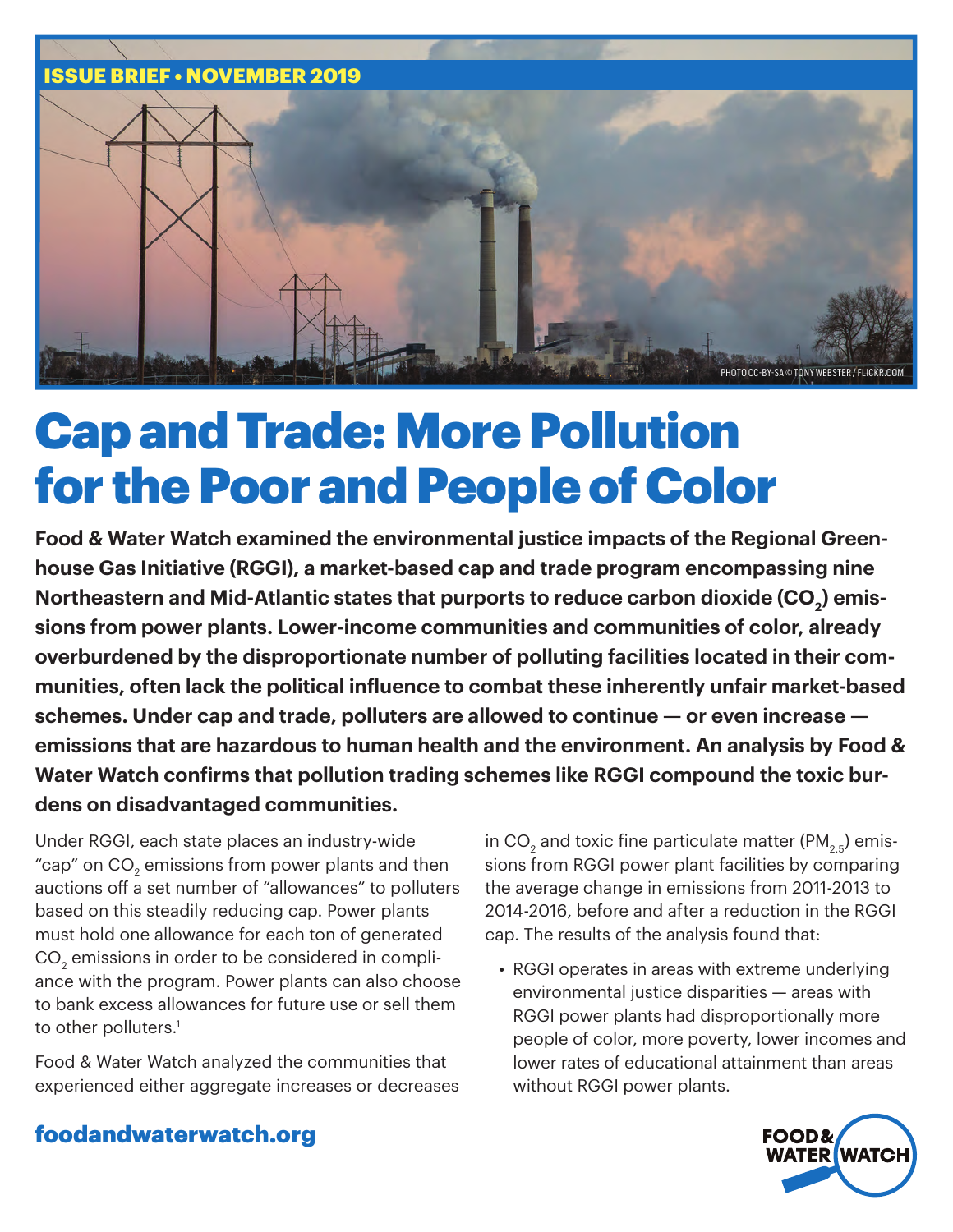ISSUE BRIEF • NOVEMBER 2019

PHOTO CC-BY-SA © TONY WEBSTER / FLICKR.COM

# Cap and Trade: More Pollution for the Poor and People of Color

**Food & Water Watch examined the environmental justice impacts of the Regional Greenhouse Gas Initiative (RGGI), a market-based cap and trade program encompassing nine Northeastern and Mid-Atlantic states that purports to reduce carbon dioxide ($CO_2$) emissions from power plants. Lower-income communities and communities of color, already overburdened by the disproportionate number of polluting facilities located in their communities, often lack the political influence to combat these inherently unfair market-based schemes. Under cap and trade, polluters are allowed to continue — or even increase — emissions that are hazardous to human health and the environment. An analysis by Food & Water Watch confirms that pollution trading schemes like RGGI compound the toxic burdens on disadvantaged communities.**

Under RGGI, each state places an industry-wide "cap" on $CO_2$ emissions from power plants and then auctions off a set number of "allowances" to polluters based on this steadily reducing cap. Power plants must hold one allowance for each ton of generated $CO_2$ emissions in order to be considered in compliance with the program. Power plants can also choose to bank excess allowances for future use or sell them to other polluters.[1]

Food & Water Watch analyzed the communities that experienced either aggregate increases or decreases in $CO_2$ and toxic fine particulate matter ($PM_{2.5}$) emissions from RGGI power plant facilities by comparing the average change in emissions from 2011-2013 to 2014-2016, before and after a reduction in the RGGI cap. The results of the analysis found that:

- RGGI operates in areas with extreme underlying environmental justice disparities — areas with RGGI power plants had disproportionally more people of color, more poverty, lower incomes and lower rates of educational attainment than areas without RGGI power plants.

foodandwaterwatch.org

FOOD & WATER WATCH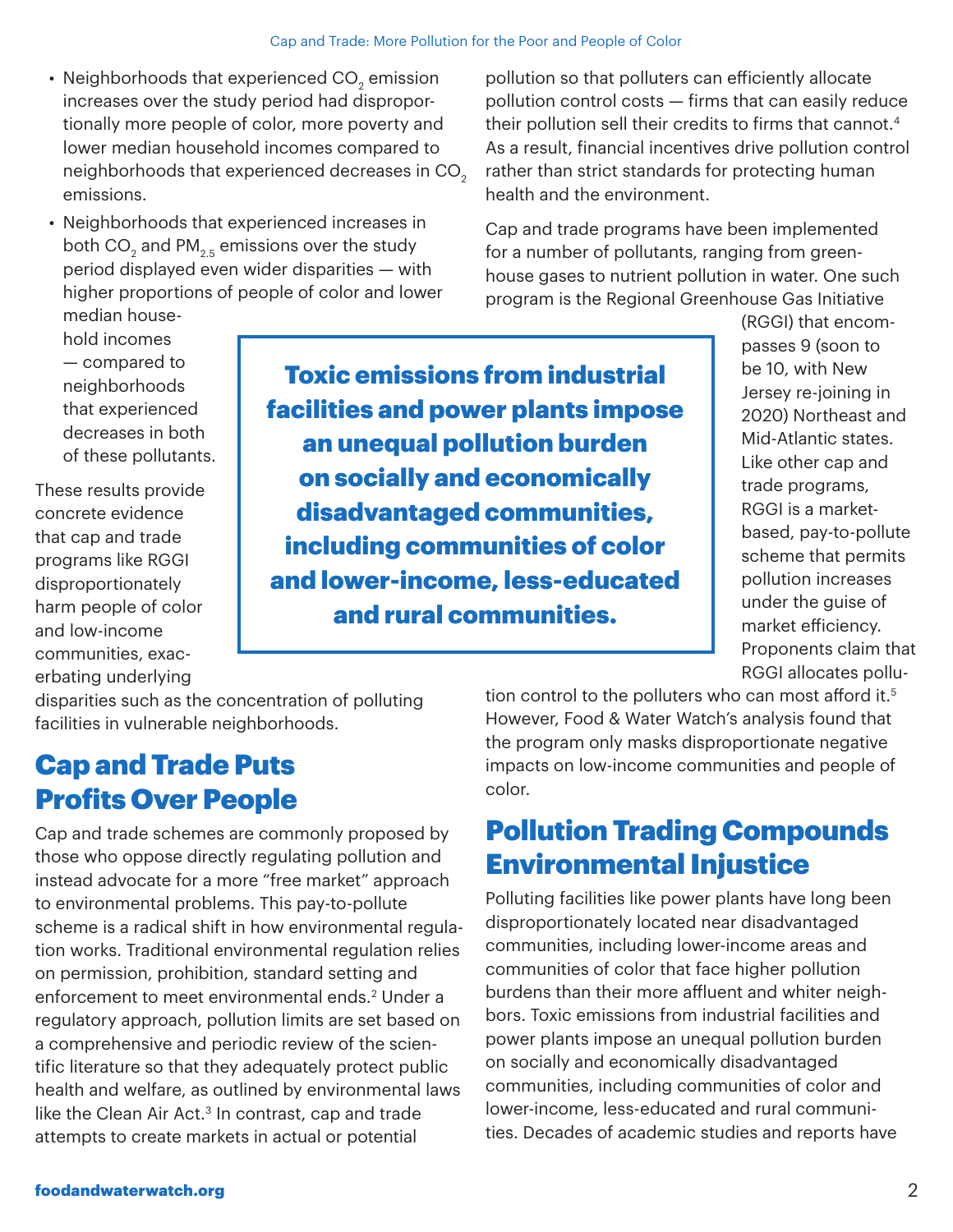- Neighborhoods that experienced $CO_2$ emission increases over the study period had disproportionally more people of color, more poverty and lower median household incomes compared to neighborhoods that experienced decreases in $CO_2$ emissions.
- Neighborhoods that experienced increases in both $CO_2$ and $PM_{2.5}$ emissions over the study period displayed even wider disparities — with higher proportions of people of color and lower median household incomes — compared to neighborhoods that experienced decreases in both of these pollutants.

These results provide concrete evidence that cap and trade programs like RGGI disproportionately harm people of color and low-income communities, exacerbating underlying disparities such as the concentration of polluting facilities in vulnerable neighborhoods.

**Toxic emissions from industrial facilities and power plants impose an unequal pollution burden on socially and economically disadvantaged communities, including communities of color and lower-income, less-educated and rural communities.**

## Cap and Trade Puts Profits Over People

Cap and trade schemes are commonly proposed by those who oppose directly regulating pollution and instead advocate for a more "free market" approach to environmental problems. This pay-to-pollute scheme is a radical shift in how environmental regulation works. Traditional environmental regulation relies on permission, prohibition, standard setting and enforcement to meet environmental ends.[2] Under a regulatory approach, pollution limits are set based on a comprehensive and periodic review of the scientific literature so that they adequately protect public health and welfare, as outlined by environmental laws like the Clean Air Act.[3] In contrast, cap and trade attempts to create markets in actual or potential pollution so that polluters can efficiently allocate pollution control costs — firms that can easily reduce their pollution sell their credits to firms that cannot.[4] As a result, financial incentives drive pollution control rather than strict standards for protecting human health and the environment.

Cap and trade programs have been implemented for a number of pollutants, ranging from greenhouse gases to nutrient pollution in water. One such program is the Regional Greenhouse Gas Initiative (RGGI) that encompasses 9 (soon to be 10, with New Jersey re-joining in 2020) Northeast and Mid-Atlantic states. Like other cap and trade programs, RGGI is a market-based, pay-to-pollute scheme that permits pollution increases under the guise of market efficiency. Proponents claim that RGGI allocates pollution control to the polluters who can most afford it.[5] However, Food & Water Watch's analysis found that the program only masks disproportionate negative impacts on low-income communities and people of color.

## Pollution Trading Compounds Environmental Injustice

Polluting facilities like power plants have long been disproportionately located near disadvantaged communities, including lower-income areas and communities of color that face higher pollution burdens than their more affluent and whiter neighbors. Toxic emissions from industrial facilities and power plants impose an unequal pollution burden on socially and economically disadvantaged communities, including communities of color and lower-income, less-educated and rural communities. Decades of academic studies and reports have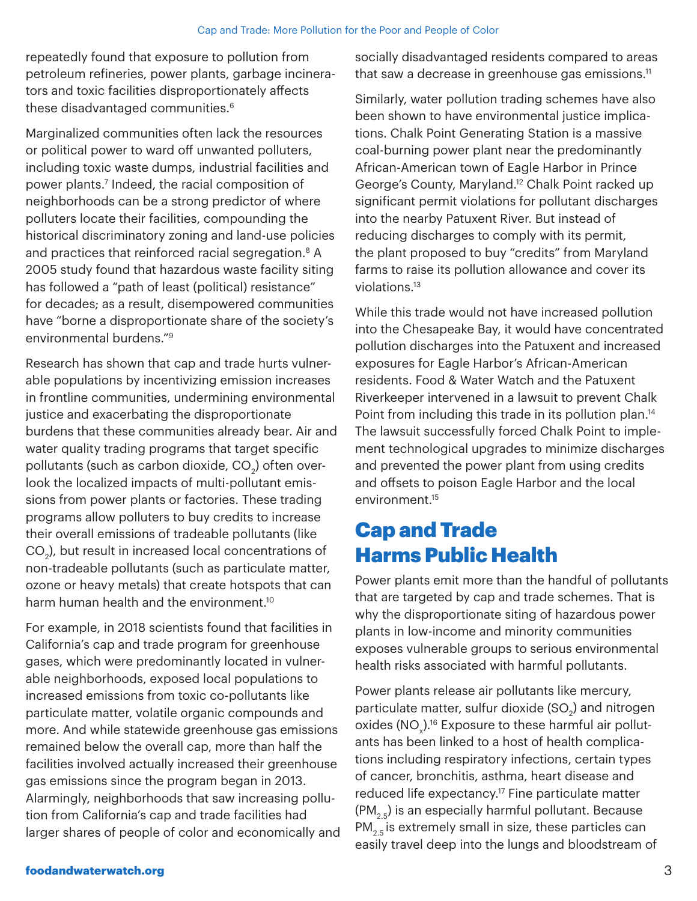repeatedly found that exposure to pollution from petroleum refineries, power plants, garbage incinerators and toxic facilities disproportionately affects these disadvantaged communities.[6]

Marginalized communities often lack the resources or political power to ward off unwanted polluters, including toxic waste dumps, industrial facilities and power plants.[7] Indeed, the racial composition of neighborhoods can be a strong predictor of where polluters locate their facilities, compounding the historical discriminatory zoning and land-use policies and practices that reinforced racial segregation.[8] A 2005 study found that hazardous waste facility siting has followed a "path of least (political) resistance" for decades; as a result, disempowered communities have "borne a disproportionate share of the society's environmental burdens."[9]

Research has shown that cap and trade hurts vulnerable populations by incentivizing emission increases in frontline communities, undermining environmental justice and exacerbating the disproportionate burdens that these communities already bear. Air and water quality trading programs that target specific pollutants (such as carbon dioxide, $CO_2$) often overlook the localized impacts of multi-pollutant emissions from power plants or factories. These trading programs allow polluters to buy credits to increase their overall emissions of tradeable pollutants (like $CO_2$), but result in increased local concentrations of non-tradeable pollutants (such as particulate matter, ozone or heavy metals) that create hotspots that can harm human health and the environment.[10]

For example, in 2018 scientists found that facilities in California's cap and trade program for greenhouse gases, which were predominantly located in vulnerable neighborhoods, exposed local populations to increased emissions from toxic co-pollutants like particulate matter, volatile organic compounds and more. And while statewide greenhouse gas emissions remained below the overall cap, more than half the facilities involved actually increased their greenhouse gas emissions since the program began in 2013. Alarmingly, neighborhoods that saw increasing pollution from California's cap and trade facilities had larger shares of people of color and economically and socially disadvantaged residents compared to areas that saw a decrease in greenhouse gas emissions.[11]

Similarly, water pollution trading schemes have also been shown to have environmental justice implications. Chalk Point Generating Station is a massive coal-burning power plant near the predominantly African-American town of Eagle Harbor in Prince George's County, Maryland.[12] Chalk Point racked up significant permit violations for pollutant discharges into the nearby Patuxent River. But instead of reducing discharges to comply with its permit, the plant proposed to buy "credits" from Maryland farms to raise its pollution allowance and cover its violations.[13]

While this trade would not have increased pollution into the Chesapeake Bay, it would have concentrated pollution discharges into the Patuxent and increased exposures for Eagle Harbor's African-American residents. Food & Water Watch and the Patuxent Riverkeeper intervened in a lawsuit to prevent Chalk Point from including this trade in its pollution plan.[14] The lawsuit successfully forced Chalk Point to implement technological upgrades to minimize discharges and prevented the power plant from using credits and offsets to poison Eagle Harbor and the local environment.[15]

## Cap and Trade Harms Public Health

Power plants emit more than the handful of pollutants that are targeted by cap and trade schemes. That is why the disproportionate siting of hazardous power plants in low-income and minority communities exposes vulnerable groups to serious environmental health risks associated with harmful pollutants.

Power plants release air pollutants like mercury, particulate matter, sulfur dioxide ($SO_2$) and nitrogen oxides ($NO_x$).[16] Exposure to these harmful air pollutants has been linked to a host of health complications including respiratory infections, certain types of cancer, bronchitis, asthma, heart disease and reduced life expectancy.[17] Fine particulate matter ($PM_{2.5}$) is an especially harmful pollutant. Because $PM_{2.5}$ is extremely small in size, these particles can easily travel deep into the lungs and bloodstream of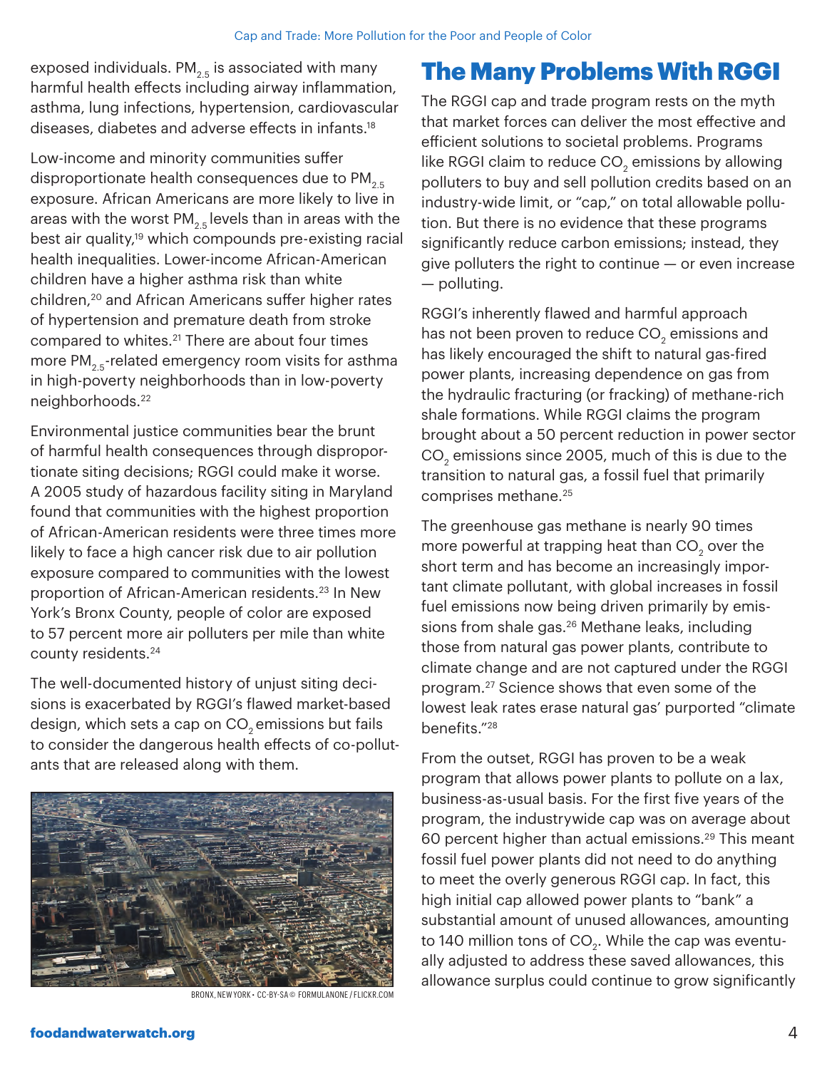exposed individuals. $PM_{2.5}$ is associated with many harmful health effects including airway inflammation, asthma, lung infections, hypertension, cardiovascular diseases, diabetes and adverse effects in infants.[18]

Low-income and minority communities suffer disproportionate health consequences due to $PM_{2.5}$ exposure. African Americans are more likely to live in areas with the worst $PM_{2.5}$ levels than in areas with the best air quality,[19] which compounds pre-existing racial health inequalities. Lower-income African-American children have a higher asthma risk than white children,[20] and African Americans suffer higher rates of hypertension and premature death from stroke compared to whites.[21] There are about four times more $PM_{2.5}$-related emergency room visits for asthma in high-poverty neighborhoods than in low-poverty neighborhoods.[22]

Environmental justice communities bear the brunt of harmful health consequences through disproportionate siting decisions; RGGI could make it worse. A 2005 study of hazardous facility siting in Maryland found that communities with the highest proportion of African-American residents were three times more likely to face a high cancer risk due to air pollution exposure compared to communities with the lowest proportion of African-American residents.[23] In New York's Bronx County, people of color are exposed to 57 percent more air polluters per mile than white county residents.[24]

The well-documented history of unjust siting decisions is exacerbated by RGGI's flawed market-based design, which sets a cap on $CO_2$ emissions but fails to consider the dangerous health effects of co-pollutants that are released along with them.

BRONX, NEW YORK • CC-BY-SA © FORMULANONE / FLICKR.COM

# The Many Problems With RGGI

The RGGI cap and trade program rests on the myth that market forces can deliver the most effective and efficient solutions to societal problems. Programs like RGGI claim to reduce $CO_2$ emissions by allowing polluters to buy and sell pollution credits based on an industry-wide limit, or "cap," on total allowable pollution. But there is no evidence that these programs significantly reduce carbon emissions; instead, they give polluters the right to continue — or even increase — polluting.

RGGI's inherently flawed and harmful approach has not been proven to reduce $CO_2$ emissions and has likely encouraged the shift to natural gas-fired power plants, increasing dependence on gas from the hydraulic fracturing (or fracking) of methane-rich shale formations. While RGGI claims the program brought about a 50 percent reduction in power sector $CO_2$ emissions since 2005, much of this is due to the transition to natural gas, a fossil fuel that primarily comprises methane.[25]

The greenhouse gas methane is nearly 90 times more powerful at trapping heat than $CO_2$ over the short term and has become an increasingly important climate pollutant, with global increases in fossil fuel emissions now being driven primarily by emissions from shale gas.[26] Methane leaks, including those from natural gas power plants, contribute to climate change and are not captured under the RGGI program.[27] Science shows that even some of the lowest leak rates erase natural gas' purported "climate benefits."[28]

From the outset, RGGI has proven to be a weak program that allows power plants to pollute on a lax, business-as-usual basis. For the first five years of the program, the industrywide cap was on average about 60 percent higher than actual emissions.[29] This meant fossil fuel power plants did not need to do anything to meet the overly generous RGGI cap. In fact, this high initial cap allowed power plants to "bank" a substantial amount of unused allowances, amounting to 140 million tons of $CO_2$. While the cap was eventually adjusted to address these saved allowances, this allowance surplus could continue to grow significantly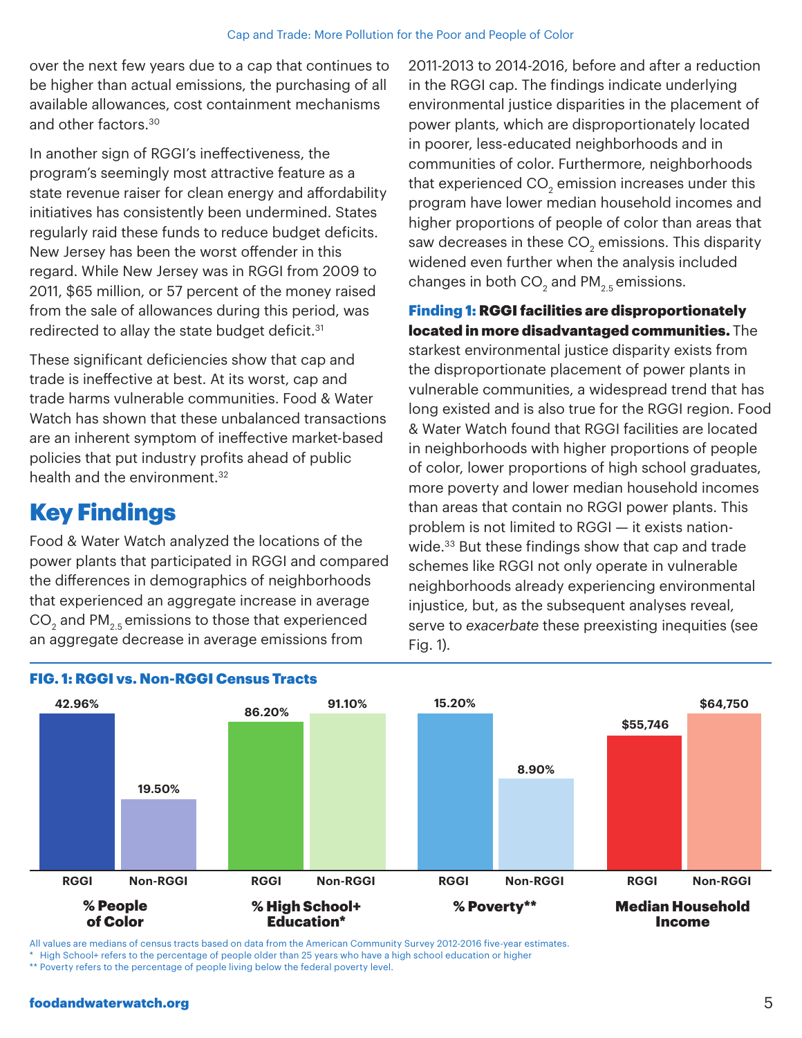over the next few years due to a cap that continues to be higher than actual emissions, the purchasing of all available allowances, cost containment mechanisms and other factors.[30]

In another sign of RGGI's ineffectiveness, the program's seemingly most attractive feature as a state revenue raiser for clean energy and affordability initiatives has consistently been undermined. States regularly raid these funds to reduce budget deficits. New Jersey has been the worst offender in this regard. While New Jersey was in RGGI from 2009 to 2011, $65 million, or 57 percent of the money raised from the sale of allowances during this period, was redirected to allay the state budget deficit.[31]

These significant deficiencies show that cap and trade is ineffective at best. At its worst, cap and trade harms vulnerable communities. Food & Water Watch has shown that these unbalanced transactions are an inherent symptom of ineffective market-based policies that put industry profits ahead of public health and the environment.[32]

# Key Findings

Food & Water Watch analyzed the locations of the power plants that participated in RGGI and compared the differences in demographics of neighborhoods that experienced an aggregate increase in average $CO_2$ and $PM_{2.5}$ emissions to those that experienced an aggregate decrease in average emissions from 2011-2013 to 2014-2016, before and after a reduction in the RGGI cap. The findings indicate underlying environmental justice disparities in the placement of power plants, which are disproportionately located in poorer, less-educated neighborhoods and in communities of color. Furthermore, neighborhoods that experienced $CO_2$ emission increases under this program have lower median household incomes and higher proportions of people of color than areas that saw decreases in these $CO_2$ emissions. This disparity widened even further when the analysis included changes in both $CO_2$ and $PM_{2.5}$ emissions.

**Finding 1: RGGI facilities are disproportionately located in more disadvantaged communities.** The starkest environmental justice disparity exists from the disproportionate placement of power plants in vulnerable communities, a widespread trend that has long existed and is also true for the RGGI region. Food & Water Watch found that RGGI facilities are located in neighborhoods with higher proportions of people of color, lower proportions of high school graduates, more poverty and lower median household incomes than areas that contain no RGGI power plants. This problem is not limited to RGGI — it exists nationwide.[33] But these findings show that cap and trade schemes like RGGI not only operate in vulnerable neighborhoods already experiencing environmental injustice, but, as the subsequent analyses reveal, serve to *exacerbate* these preexisting inequities (see Fig. 1).

**FIG. 1: RGGI vs. Non-RGGI Census Tracts**

| | RGGI | Non-RGGI |
|---|---|---|
| % People of Color | 42.96% | 19.50% |
| % High School+ Education* | 86.20% | 91.10% |
| % Poverty** | 15.20% | 8.90% |
| Median Household Income | $55,746 | $64,750 |

All values are medians of census tracts based on data from the American Community Survey 2012-2016 five-year estimates.

\* High School+ refers to the percentage of people older than 25 years who have a high school education or higher

** Poverty refers to the percentage of people living below the federal poverty level.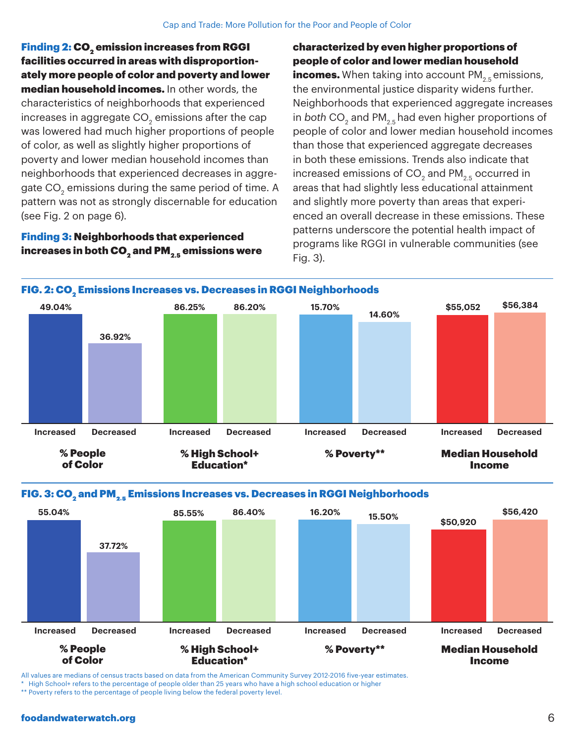**Finding 2: $CO_2$ emission increases from RGGI facilities occurred in areas with disproportionately more people of color and poverty and lower median household incomes.** In other words, the characteristics of neighborhoods that experienced increases in aggregate $CO_2$ emissions after the cap was lowered had much higher proportions of people of color, as well as slightly higher proportions of poverty and lower median household incomes than neighborhoods that experienced decreases in aggregate $CO_2$ emissions during the same period of time. A pattern was not as strongly discernable for education (see Fig. 2 on page 6).

**Finding 3: Neighborhoods that experienced increases in both $CO_2$ and $PM_{2.5}$ emissions were characterized by even higher proportions of people of color and lower median household incomes.** When taking into account $PM_{2.5}$ emissions, the environmental justice disparity widens further. Neighborhoods that experienced aggregate increases in *both* $CO_2$ and $PM_{2.5}$ had even higher proportions of people of color and lower median household incomes than those that experienced aggregate decreases in both these emissions. Trends also indicate that increased emissions of $CO_2$ and $PM_{2.5}$ occurred in areas that had slightly less educational attainment and slightly more poverty than areas that experienced an overall decrease in these emissions. These patterns underscore the potential health impact of programs like RGGI in vulnerable communities (see Fig. 3).

**FIG. 2: $CO_2$ Emissions Increases vs. Decreases in RGGI Neighborhoods**

| | Increased | Decreased |
|---|---|---|
| % People of Color | 49.04% | 36.92% |
| % High School+ Education* | 86.25% | 86.20% |
| % Poverty** | 15.70% | 14.60% |
| Median Household Income | $55,052 | $56,384 |

**FIG. 3: $CO_2$ and $PM_{2.5}$ Emissions Increases vs. Decreases in RGGI Neighborhoods**

| | Increased | Decreased |
|---|---|---|
| % People of Color | 55.04% | 37.72% |
| % High School+ Education* | 85.55% | 86.40% |
| % Poverty** | 16.20% | 15.50% |
| Median Household Income | $50,920 | $56,420 |

All values are medians of census tracts based on data from the American Community Survey 2012-2016 five-year estimates.

\* High School+ refers to the percentage of people older than 25 years who have a high school education or higher

\*\* Poverty refers to the percentage of people living below the federal poverty level.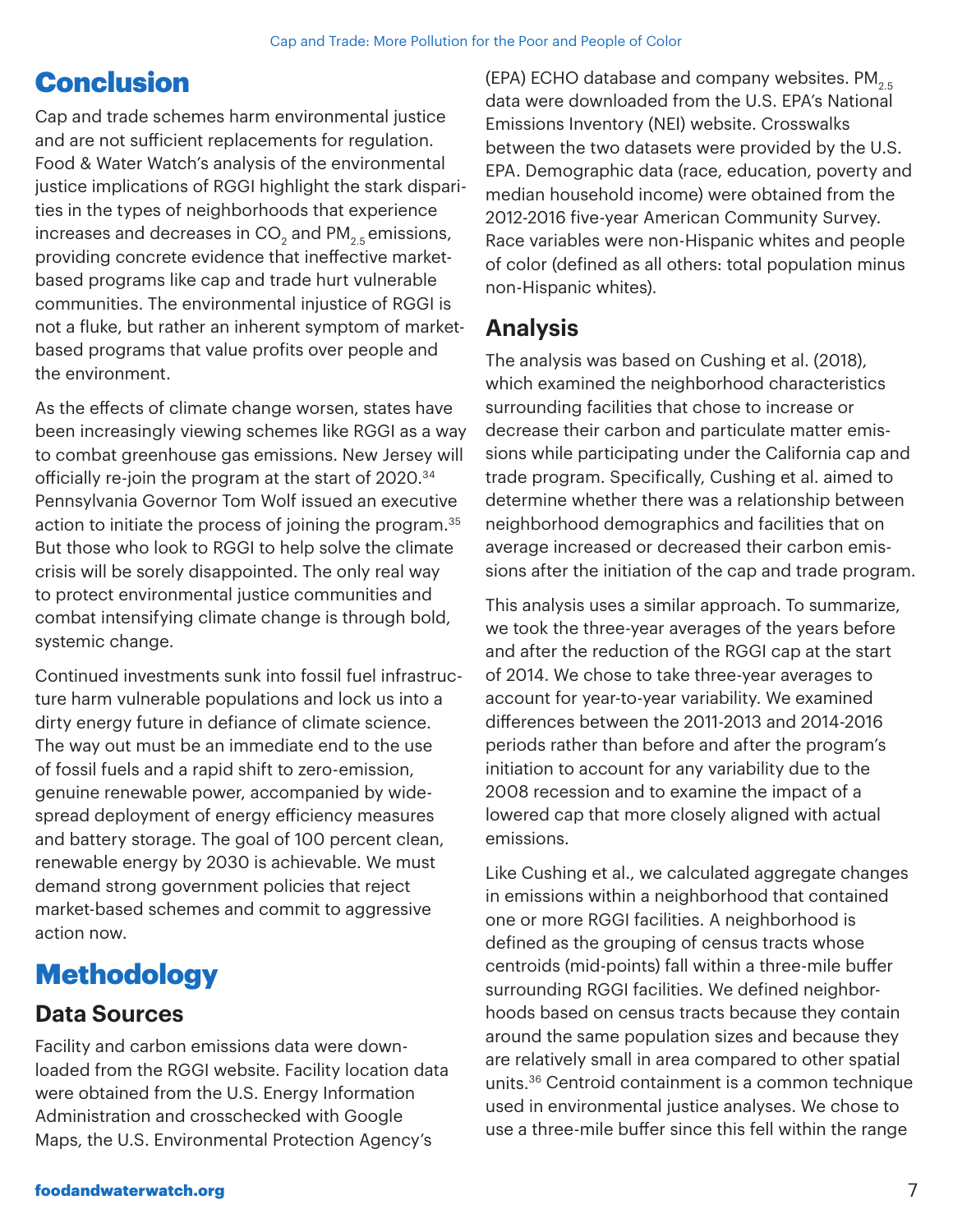# Conclusion

Cap and trade schemes harm environmental justice and are not sufficient replacements for regulation. Food & Water Watch's analysis of the environmental justice implications of RGGI highlight the stark disparities in the types of neighborhoods that experience increases and decreases in $CO_2$ and $PM_{2.5}$ emissions, providing concrete evidence that ineffective market-based programs like cap and trade hurt vulnerable communities. The environmental injustice of RGGI is not a fluke, but rather an inherent symptom of market-based programs that value profits over people and the environment.

As the effects of climate change worsen, states have been increasingly viewing schemes like RGGI as a way to combat greenhouse gas emissions. New Jersey will officially re-join the program at the start of 2020.[34] Pennsylvania Governor Tom Wolf issued an executive action to initiate the process of joining the program.[35] But those who look to RGGI to help solve the climate crisis will be sorely disappointed. The only real way to protect environmental justice communities and combat intensifying climate change is through bold, systemic change.

Continued investments sunk into fossil fuel infrastructure harm vulnerable populations and lock us into a dirty energy future in defiance of climate science. The way out must be an immediate end to the use of fossil fuels and a rapid shift to zero-emission, genuine renewable power, accompanied by widespread deployment of energy efficiency measures and battery storage. The goal of 100 percent clean, renewable energy by 2030 is achievable. We must demand strong government policies that reject market-based schemes and commit to aggressive action now.

# Methodology

## Data Sources

Facility and carbon emissions data were downloaded from the RGGI website. Facility location data were obtained from the U.S. Energy Information Administration and crosschecked with Google Maps, the U.S. Environmental Protection Agency's (EPA) ECHO database and company websites. $PM_{2.5}$ data were downloaded from the U.S. EPA's National Emissions Inventory (NEI) website. Crosswalks between the two datasets were provided by the U.S. EPA. Demographic data (race, education, poverty and median household income) were obtained from the 2012-2016 five-year American Community Survey. Race variables were non-Hispanic whites and people of color (defined as all others: total population minus non-Hispanic whites).

## Analysis

The analysis was based on Cushing et al. (2018), which examined the neighborhood characteristics surrounding facilities that chose to increase or decrease their carbon and particulate matter emissions while participating under the California cap and trade program. Specifically, Cushing et al. aimed to determine whether there was a relationship between neighborhood demographics and facilities that on average increased or decreased their carbon emissions after the initiation of the cap and trade program.

This analysis uses a similar approach. To summarize, we took the three-year averages of the years before and after the reduction of the RGGI cap at the start of 2014. We chose to take three-year averages to account for year-to-year variability. We examined differences between the 2011-2013 and 2014-2016 periods rather than before and after the program's initiation to account for any variability due to the 2008 recession and to examine the impact of a lowered cap that more closely aligned with actual emissions.

Like Cushing et al., we calculated aggregate changes in emissions within a neighborhood that contained one or more RGGI facilities. A neighborhood is defined as the grouping of census tracts whose centroids (mid-points) fall within a three-mile buffer surrounding RGGI facilities. We defined neighborhoods based on census tracts because they contain around the same population sizes and because they are relatively small in area compared to other spatial units.[36] Centroid containment is a common technique used in environmental justice analyses. We chose to use a three-mile buffer since this fell within the range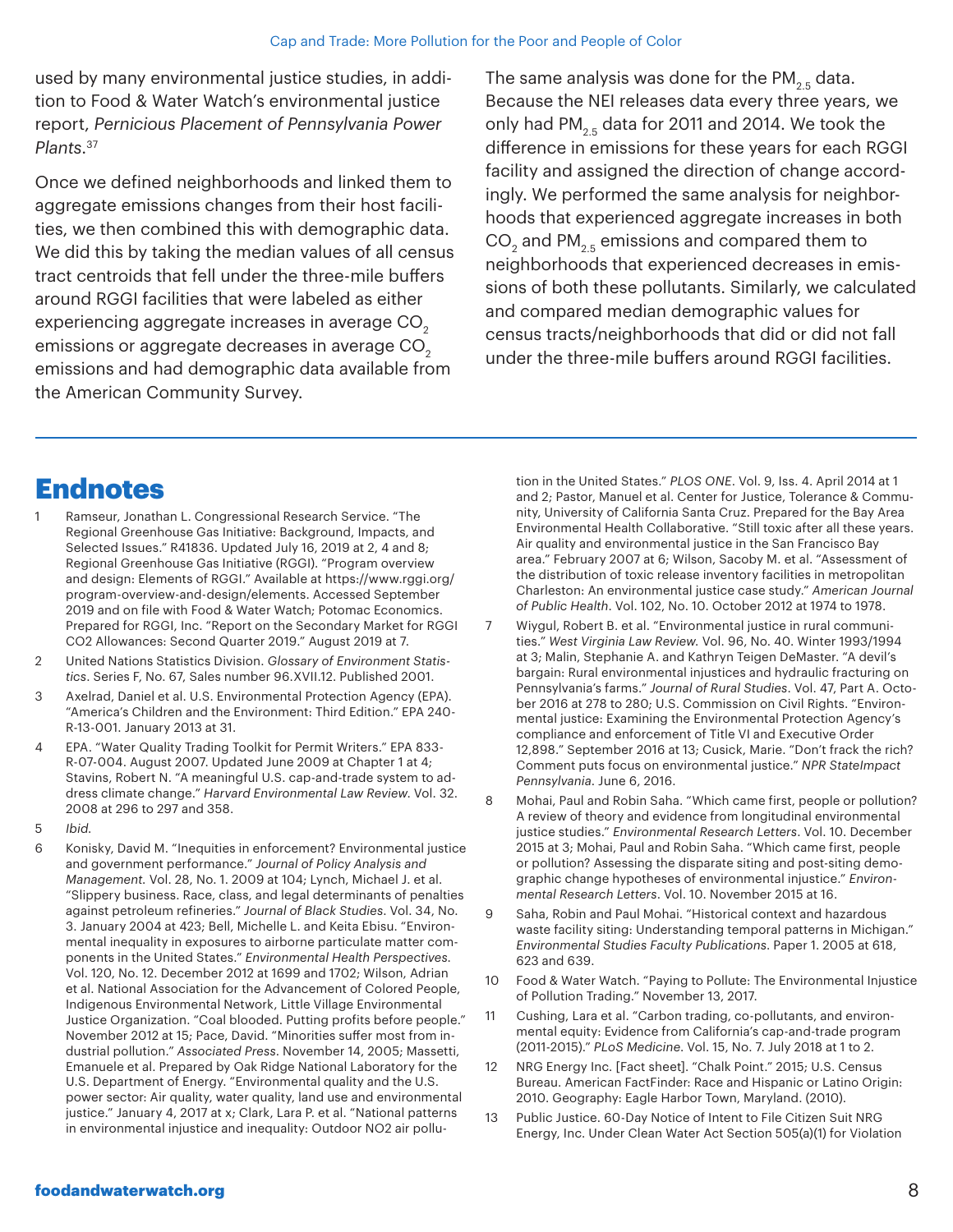used by many environmental justice studies, in addition to Food & Water Watch's environmental justice report, *Pernicious Placement of Pennsylvania Power Plants*.[37]

Once we defined neighborhoods and linked them to aggregate emissions changes from their host facilities, we then combined this with demographic data. We did this by taking the median values of all census tract centroids that fell under the three-mile buffers around RGGI facilities that were labeled as either experiencing aggregate increases in average $CO_2$ emissions or aggregate decreases in average $CO_2$ emissions and had demographic data available from the American Community Survey.

The same analysis was done for the $PM_{2.5}$ data. Because the NEI releases data every three years, we only had $PM_{2.5}$ data for 2011 and 2014. We took the difference in emissions for these years for each RGGI facility and assigned the direction of change accordingly. We performed the same analysis for neighborhoods that experienced aggregate increases in both $CO_2$ and $PM_{2.5}$ emissions and compared them to neighborhoods that experienced decreases in emissions of both these pollutants. Similarly, we calculated and compared median demographic values for census tracts/neighborhoods that did or did not fall under the three-mile buffers around RGGI facilities.

# Endnotes

1. Ramseur, Jonathan L. Congressional Research Service. "The Regional Greenhouse Gas Initiative: Background, Impacts, and Selected Issues." R41836. Updated July 16, 2019 at 2, 4 and 8; Regional Greenhouse Gas Initiative (RGGI). "Program overview and design: Elements of RGGI." Available at https://www.rggi.org/program-overview-and-design/elements. Accessed September 2019 and on file with Food & Water Watch; Potomac Economics. Prepared for RGGI, Inc. "Report on the Secondary Market for RGGI CO2 Allowances: Second Quarter 2019." August 2019 at 7.
2. United Nations Statistics Division. *Glossary of Environment Statistics*. Series F, No. 67, Sales number 96.XVII.12. Published 2001.
3. Axelrad, Daniel et al. U.S. Environmental Protection Agency (EPA). "America's Children and the Environment: Third Edition." EPA 240-R-13-001. January 2013 at 31.
4. EPA. "Water Quality Trading Toolkit for Permit Writers." EPA 833-R-07-004. August 2007. Updated June 2009 at Chapter 1 at 4; Stavins, Robert N. "A meaningful U.S. cap-and-trade system to address climate change." *Harvard Environmental Law Review*. Vol. 32. 2008 at 296 to 297 and 358.
5. *Ibid.*
6. Konisky, David M. "Inequities in enforcement? Environmental justice and government performance." *Journal of Policy Analysis and Management*. Vol. 28, No. 1. 2009 at 104; Lynch, Michael J. et al. "Slippery business. Race, class, and legal determinants of penalties against petroleum refineries." *Journal of Black Studies*. Vol. 34, No. 3. January 2004 at 423; Bell, Michelle L. and Keita Ebisu. "Environmental inequality in exposures to airborne particulate matter components in the United States." *Environmental Health Perspectives*. Vol. 120, No. 12. December 2012 at 1699 and 1702; Wilson, Adrian et al. National Association for the Advancement of Colored People, Indigenous Environmental Network, Little Village Environmental Justice Organization. "Coal blooded. Putting profits before people." November 2012 at 15; Pace, David. "Minorities suffer most from industrial pollution." *Associated Press*. November 14, 2005; Massetti, Emanuele et al. Prepared by Oak Ridge National Laboratory for the U.S. Department of Energy. "Environmental quality and the U.S. power sector: Air quality, water quality, land use and environmental justice." January 4, 2017 at x; Clark, Lara P. et al. "National patterns in environmental injustice and inequality: Outdoor NO2 air pollution in the United States." *PLOS ONE*. Vol. 9, Iss. 4. April 2014 at 1 and 2; Pastor, Manuel et al. Center for Justice, Tolerance & Community, University of California Santa Cruz. Prepared for the Bay Area Environmental Health Collaborative. "Still toxic after all these years. Air quality and environmental justice in the San Francisco Bay area." February 2007 at 6; Wilson, Sacoby M. et al. "Assessment of the distribution of toxic release inventory facilities in metropolitan Charleston: An environmental justice case study." *American Journal of Public Health*. Vol. 102, No. 10. October 2012 at 1974 to 1978.
7. Wiygul, Robert B. et al. "Environmental justice in rural communities." *West Virginia Law Review*. Vol. 96, No. 40. Winter 1993/1994 at 3; Malin, Stephanie A. and Kathryn Teigen DeMaster. "A devil's bargain: Rural environmental injustices and hydraulic fracturing on Pennsylvania's farms." *Journal of Rural Studies*. Vol. 47, Part A. October 2016 at 278 to 280; U.S. Commission on Civil Rights. "Environmental justice: Examining the Environmental Protection Agency's compliance and enforcement of Title VI and Executive Order 12,898." September 2016 at 13; Cusick, Marie. "Don't frack the rich? Comment puts focus on environmental justice." *NPR StateImpact Pennsylvania*. June 6, 2016.
8. Mohai, Paul and Robin Saha. "Which came first, people or pollution? A review of theory and evidence from longitudinal environmental justice studies." *Environmental Research Letters*. Vol. 10. December 2015 at 3; Mohai, Paul and Robin Saha. "Which came first, people or pollution? Assessing the disparate siting and post-siting demographic change hypotheses of environmental injustice." *Environmental Research Letters*. Vol. 10. November 2015 at 16.
9. Saha, Robin and Paul Mohai. "Historical context and hazardous waste facility siting: Understanding temporal patterns in Michigan." *Environmental Studies Faculty Publications*. Paper 1. 2005 at 618, 623 and 639.
10. Food & Water Watch. "Paying to Pollute: The Environmental Injustice of Pollution Trading." November 13, 2017.
11. Cushing, Lara et al. "Carbon trading, co-pollutants, and environmental equity: Evidence from California's cap-and-trade program (2011-2015)." *PLoS Medicine*. Vol. 15, No. 7. July 2018 at 1 to 2.
12. NRG Energy Inc. [Fact sheet]. "Chalk Point." 2015; U.S. Census Bureau. American FactFinder: Race and Hispanic or Latino Origin: 2010. Geography: Eagle Harbor Town, Maryland. (2010).
13. Public Justice. 60-Day Notice of Intent to File Citizen Suit NRG Energy, Inc. Under Clean Water Act Section 505(a)(1) for Violation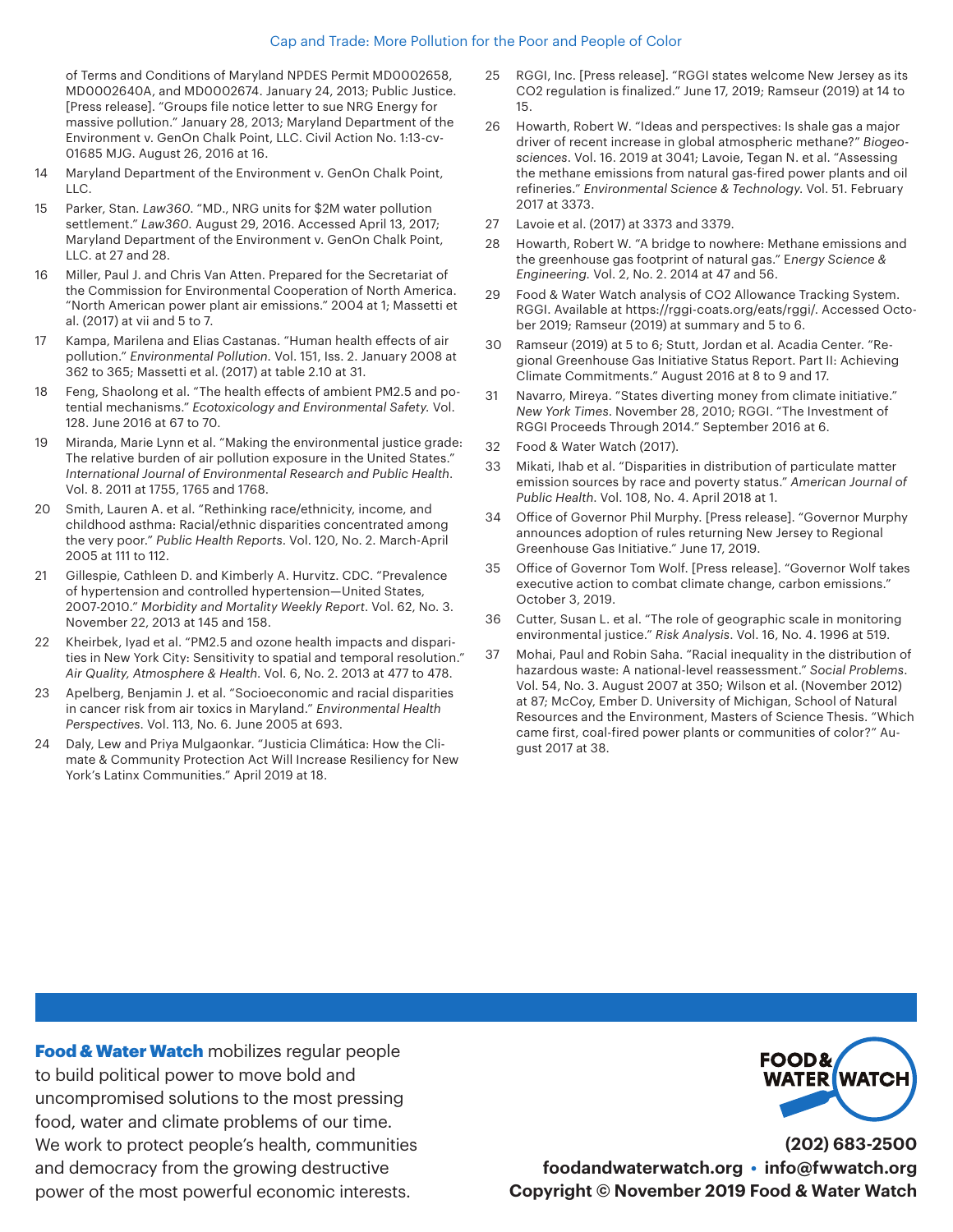of Terms and Conditions of Maryland NPDES Permit MD0002658, MD0002640A, and MD0002674. January 24, 2013; Public Justice. [Press release]. "Groups file notice letter to sue NRG Energy for massive pollution." January 28, 2013; Maryland Department of the Environment v. GenOn Chalk Point, LLC. Civil Action No. 1:13-cv-01685 MJG. August 26, 2016 at 16.

14 Maryland Department of the Environment v. GenOn Chalk Point, LLC.

15 Parker, Stan. *Law360*. "MD., NRG units for $2M water pollution settlement." *Law360*. August 29, 2016. Accessed April 13, 2017; Maryland Department of the Environment v. GenOn Chalk Point, LLC. at 27 and 28.

16 Miller, Paul J. and Chris Van Atten. Prepared for the Secretariat of the Commission for Environmental Cooperation of North America. "North American power plant air emissions." 2004 at 1; Massetti et al. (2017) at vii and 5 to 7.

17 Kampa, Marilena and Elias Castanas. "Human health effects of air pollution." *Environmental Pollution*. Vol. 151, Iss. 2. January 2008 at 362 to 365; Massetti et al. (2017) at table 2.10 at 31.

18 Feng, Shaolong et al. "The health effects of ambient PM2.5 and potential mechanisms." *Ecotoxicology and Environmental Safety*. Vol. 128. June 2016 at 67 to 70.

19 Miranda, Marie Lynn et al. "Making the environmental justice grade: The relative burden of air pollution exposure in the United States." *International Journal of Environmental Research and Public Health*. Vol. 8. 2011 at 1755, 1765 and 1768.

20 Smith, Lauren A. et al. "Rethinking race/ethnicity, income, and childhood asthma: Racial/ethnic disparities concentrated among the very poor." *Public Health Reports*. Vol. 120, No. 2. March-April 2005 at 111 to 112.

21 Gillespie, Cathleen D. and Kimberly A. Hurvitz. CDC. "Prevalence of hypertension and controlled hypertension—United States, 2007-2010." *Morbidity and Mortality Weekly Report*. Vol. 62, No. 3. November 22, 2013 at 145 and 158.

22 Kheirbek, Iyad et al. "PM2.5 and ozone health impacts and disparities in New York City: Sensitivity to spatial and temporal resolution." *Air Quality, Atmosphere & Health*. Vol. 6, No. 2. 2013 at 477 to 478.

23 Apelberg, Benjamin J. et al. "Socioeconomic and racial disparities in cancer risk from air toxics in Maryland." *Environmental Health Perspectives*. Vol. 113, No. 6. June 2005 at 693.

24 Daly, Lew and Priya Mulgaonkar. "Justicia Climática: How the Climate & Community Protection Act Will Increase Resiliency for New York's Latinx Communities." April 2019 at 18.

25 RGGI, Inc. [Press release]. "RGGI states welcome New Jersey as its CO2 regulation is finalized." June 17, 2019; Ramseur (2019) at 14 to 15.

26 Howarth, Robert W. "Ideas and perspectives: Is shale gas a major driver of recent increase in global atmospheric methane?" *Biogeosciences*. Vol. 16. 2019 at 3041; Lavoie, Tegan N. et al. "Assessing the methane emissions from natural gas-fired power plants and oil refineries." *Environmental Science & Technology*. Vol. 51. February 2017 at 3373.

27 Lavoie et al. (2017) at 3373 and 3379.

28 Howarth, Robert W. "A bridge to nowhere: Methane emissions and the greenhouse gas footprint of natural gas." *Energy Science & Engineering*. Vol. 2, No. 2. 2014 at 47 and 56.

29 Food & Water Watch analysis of CO2 Allowance Tracking System. RGGI. Available at https://rggi-coats.org/eats/rggi/. Accessed October 2019; Ramseur (2019) at summary and 5 to 6.

30 Ramseur (2019) at 5 to 6; Stutt, Jordan et al. Acadia Center. "Regional Greenhouse Gas Initiative Status Report. Part II: Achieving Climate Commitments." August 2016 at 8 to 9 and 17.

31 Navarro, Mireya. "States diverting money from climate initiative." *New York Times*. November 28, 2010; RGGI. "The Investment of RGGI Proceeds Through 2014." September 2016 at 6.

32 Food & Water Watch (2017).

33 Mikati, Ihab et al. "Disparities in distribution of particulate matter emission sources by race and poverty status." *American Journal of Public Health*. Vol. 108, No. 4. April 2018 at 1.

34 Office of Governor Phil Murphy. [Press release]. "Governor Murphy announces adoption of rules returning New Jersey to Regional Greenhouse Gas Initiative." June 17, 2019.

35 Office of Governor Tom Wolf. [Press release]. "Governor Wolf takes executive action to combat climate change, carbon emissions." October 3, 2019.

36 Cutter, Susan L. et al. "The role of geographic scale in monitoring environmental justice." *Risk Analysis*. Vol. 16, No. 4. 1996 at 519.

37 Mohai, Paul and Robin Saha. "Racial inequality in the distribution of hazardous waste: A national-level reassessment." *Social Problems*. Vol. 54, No. 3. August 2007 at 350; Wilson et al. (November 2012) at 87; McCoy, Ember D. University of Michigan, School of Natural Resources and the Environment, Masters of Science Thesis. "Which came first, coal-fired power plants or communities of color?" August 2017 at 38.

**Food & Water Watch** mobilizes regular people to build political power to move bold and uncompromised solutions to the most pressing food, water and climate problems of our time. We work to protect people's health, communities and democracy from the growing destructive power of the most powerful economic interests.

FOOD & WATER WATCH

**(202) 683-2500**
**foodandwaterwatch.org • info@fwwatch.org**
**Copyright © November 2019 Food & Water Watch**